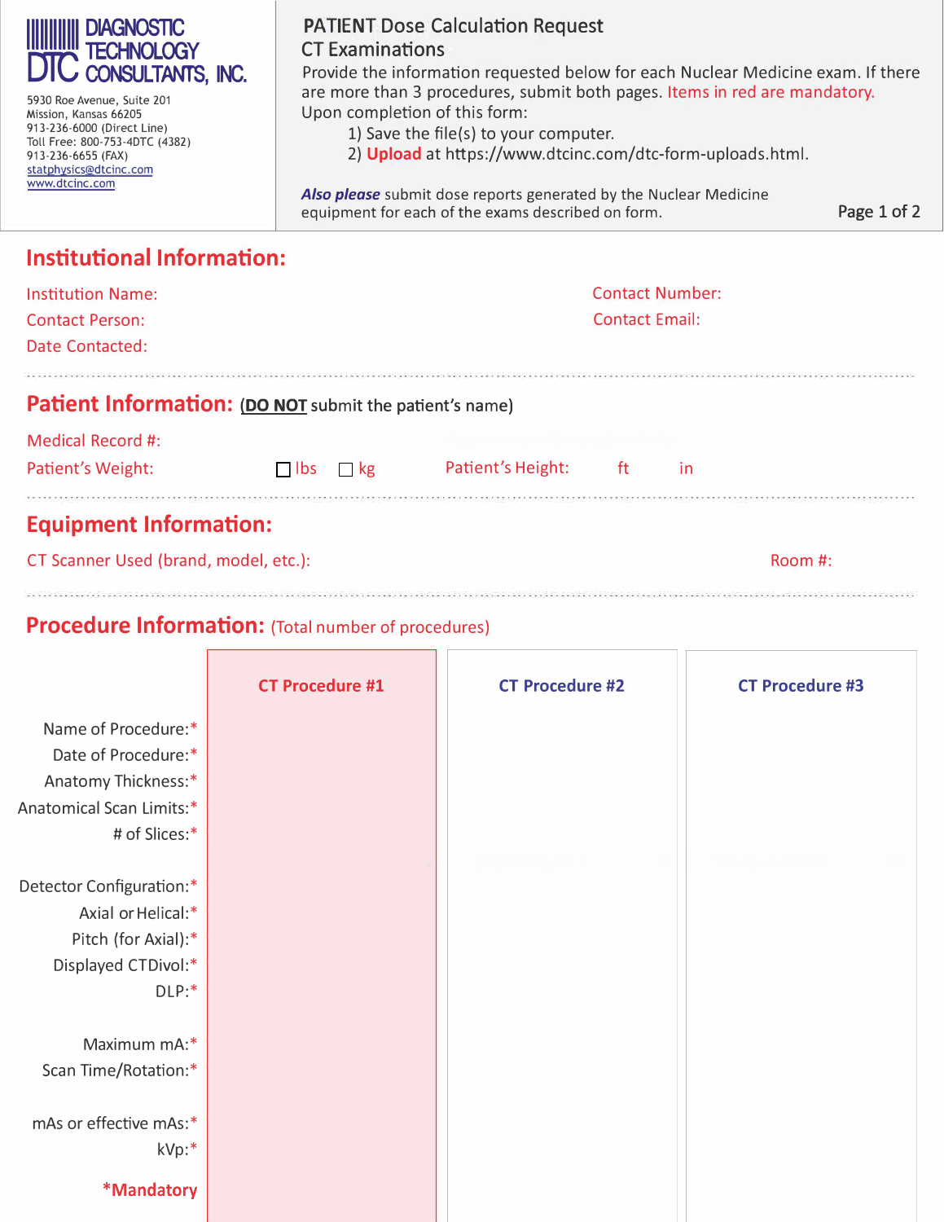DIAGNOSTIC TECHNOLOGY CONSULTANTS, INC.

DTC

5930 Roe Avenue, Suite 201
Mission, Kansas 66205
913-236-6000 (Direct Line)
Toll Free: 800-753-4DTC (4382)
913-236-6655 (FAX)
statphysics@dtcinc.com
www.dtcinc.com

# PATIENT Dose Calculation Request

## CT Examinations

Provide the information requested below for each Nuclear Medicine exam. If there are more than 3 procedures, submit both pages. Items in red are mandatory.

Upon completion of this form:

1) Save the file(s) to your computer.
2) **Upload** at https://www.dtcinc.com/dtc-form-uploads.html.

***Also please*** submit dose reports generated by the Nuclear Medicine equipment for each of the exams described on form.

## Institutional Information:

Institution Name:

Contact Number:

Contact Person:

Contact Email:

Date Contacted:

## Patient Information: (**DO NOT** submit the patient's name)

Medical Record #:

Patient's Weight: ☐ lbs ☐ kg

Patient's Height: ft in

## Equipment Information:

CT Scanner Used (brand, model, etc.):

Room #:

## Procedure Information: (Total number of procedures)

| | CT Procedure #1 | CT Procedure #2 | CT Procedure #3 |
|---|---|---|---|
| Name of Procedure:* | | | |
| Date of Procedure:* | | | |
| Anatomy Thickness:* | | | |
| Anatomical Scan Limits:* | | | |
| # of Slices:* | | | |
| Detector Configuration:* | | | |
| Axial or Helical:* | | | |
| Pitch (for Axial):* | | | |
| Displayed CTDivol:* | | | |
| DLP:* | | | |
| Maximum mA:* | | | |
| Scan Time/Rotation:* | | | |
| mAs or effective mAs:* | | | |
| kVp:* | | | |

***Mandatory**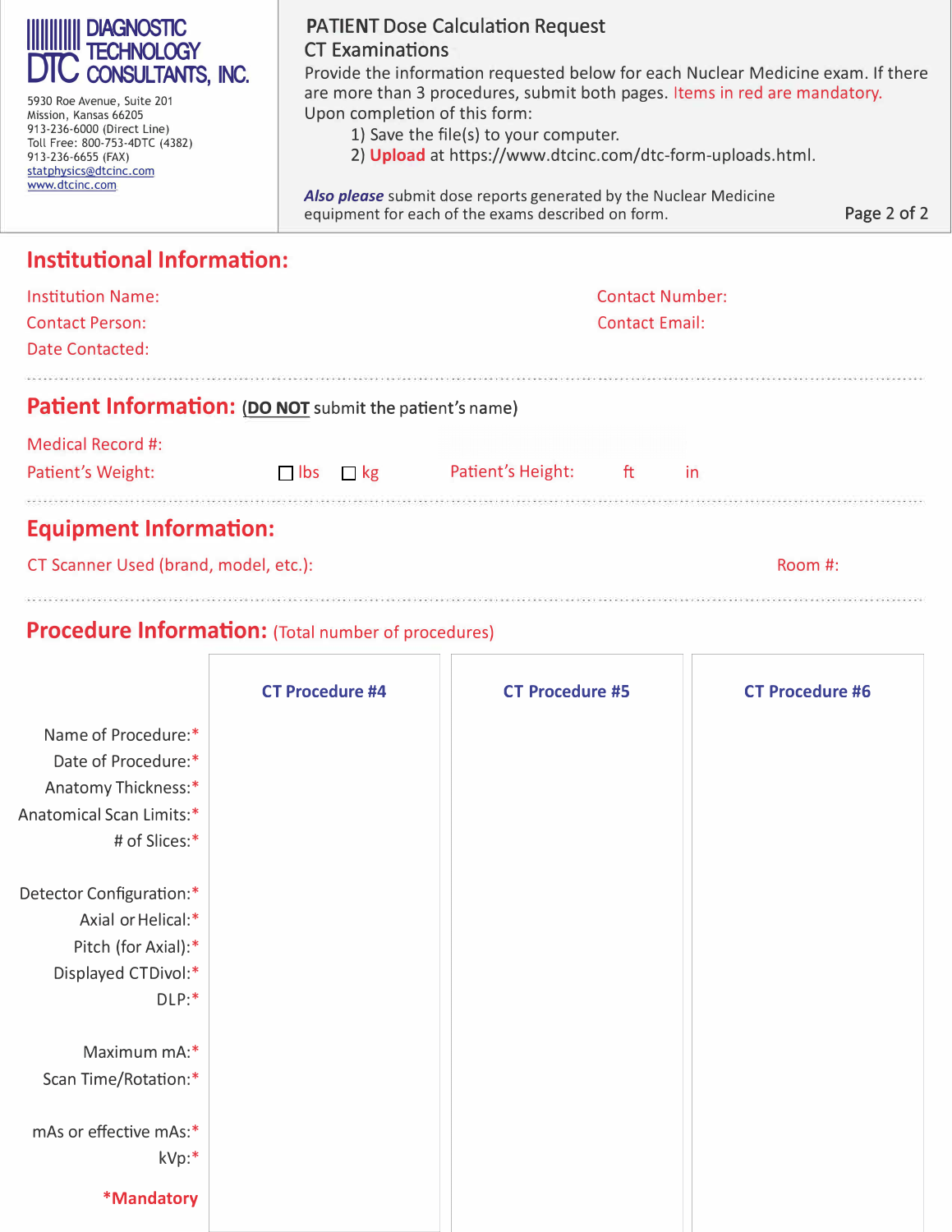DIAGNOSTIC TECHNOLOGY CONSULTANTS, INC.

5930 Roe Avenue, Suite 201
Mission, Kansas 66205
913-236-6000 (Direct Line)
Toll Free: 800-753-4DTC (4382)
913-236-6655 (FAX)
statphysics@dtcinc.com
www.dtcinc.com

# PATIENT Dose Calculation Request
## CT Examinations

Provide the information requested below for each Nuclear Medicine exam. If there are more than 3 procedures, submit both pages. Items in red are mandatory.
Upon completion of this form:

1) Save the file(s) to your computer.
2) **Upload** at https://www.dtcinc.com/dtc-form-uploads.html.

***Also please*** submit dose reports generated by the Nuclear Medicine equipment for each of the exams described on form.

## Institutional Information:

Institution Name:

Contact Number:

Contact Person:

Contact Email:

Date Contacted:

## Patient Information: (**DO NOT** submit the patient's name)

Medical Record #:

Patient's Weight: ☐ lbs ☐ kg

Patient's Height: ft in

## Equipment Information:

CT Scanner Used (brand, model, etc.):

Room #:

## Procedure Information: (Total number of procedures)

| | CT Procedure #4 | CT Procedure #5 | CT Procedure #6 |
|---|---|---|---|
| Name of Procedure:* | | | |
| Date of Procedure:* | | | |
| Anatomy Thickness:* | | | |
| Anatomical Scan Limits:* | | | |
| # of Slices:* | | | |
| Detector Configuration:* | | | |
| Axial or Helical:* | | | |
| Pitch (for Axial):* | | | |
| Displayed CTDivol:* | | | |
| DLP:* | | | |
| Maximum mA:* | | | |
| Scan Time/Rotation:* | | | |
| mAs or effective mAs:* | | | |
| kVp:* | | | |

***Mandatory**